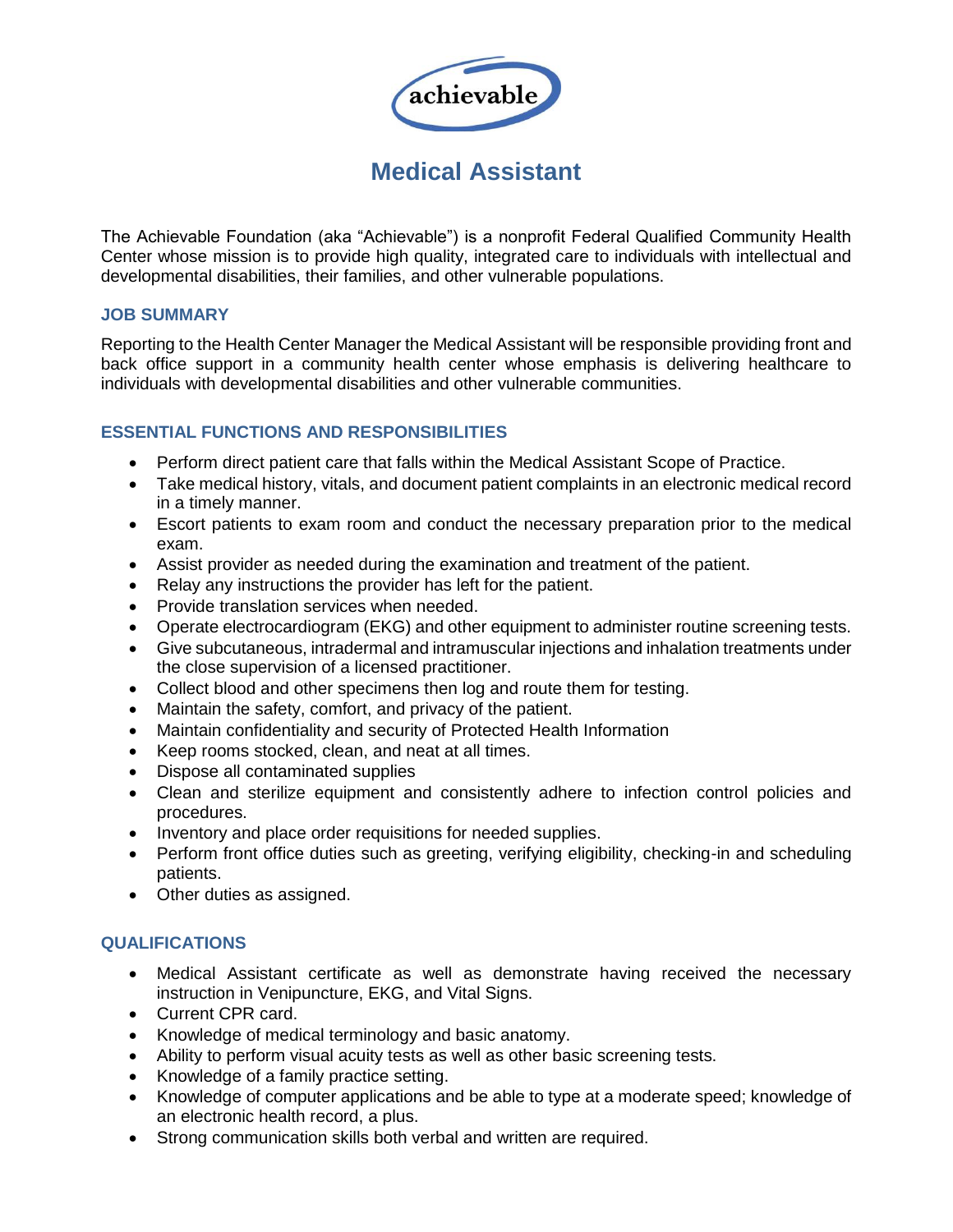achievable

# Medical Assistant

The Achievable Foundation (aka "Achievable") is a nonprofit Federal Qualified Community Health Center whose mission is to provide high quality, integrated care to individuals with intellectual and developmental disabilities, their families, and other vulnerable populations.

## JOB SUMMARY

Reporting to the Health Center Manager the Medical Assistant will be responsible providing front and back office support in a community health center whose emphasis is delivering healthcare to individuals with developmental disabilities and other vulnerable communities.

## ESSENTIAL FUNCTIONS AND RESPONSIBILITIES

- Perform direct patient care that falls within the Medical Assistant Scope of Practice.
- Take medical history, vitals, and document patient complaints in an electronic medical record in a timely manner.
- Escort patients to exam room and conduct the necessary preparation prior to the medical exam.
- Assist provider as needed during the examination and treatment of the patient.
- Relay any instructions the provider has left for the patient.
- Provide translation services when needed.
- Operate electrocardiogram (EKG) and other equipment to administer routine screening tests.
- Give subcutaneous, intradermal and intramuscular injections and inhalation treatments under the close supervision of a licensed practitioner.
- Collect blood and other specimens then log and route them for testing.
- Maintain the safety, comfort, and privacy of the patient.
- Maintain confidentiality and security of Protected Health Information
- Keep rooms stocked, clean, and neat at all times.
- Dispose all contaminated supplies
- Clean and sterilize equipment and consistently adhere to infection control policies and procedures.
- Inventory and place order requisitions for needed supplies.
- Perform front office duties such as greeting, verifying eligibility, checking-in and scheduling patients.
- Other duties as assigned.

## QUALIFICATIONS

- Medical Assistant certificate as well as demonstrate having received the necessary instruction in Venipuncture, EKG, and Vital Signs.
- Current CPR card.
- Knowledge of medical terminology and basic anatomy.
- Ability to perform visual acuity tests as well as other basic screening tests.
- Knowledge of a family practice setting.
- Knowledge of computer applications and be able to type at a moderate speed; knowledge of an electronic health record, a plus.
- Strong communication skills both verbal and written are required.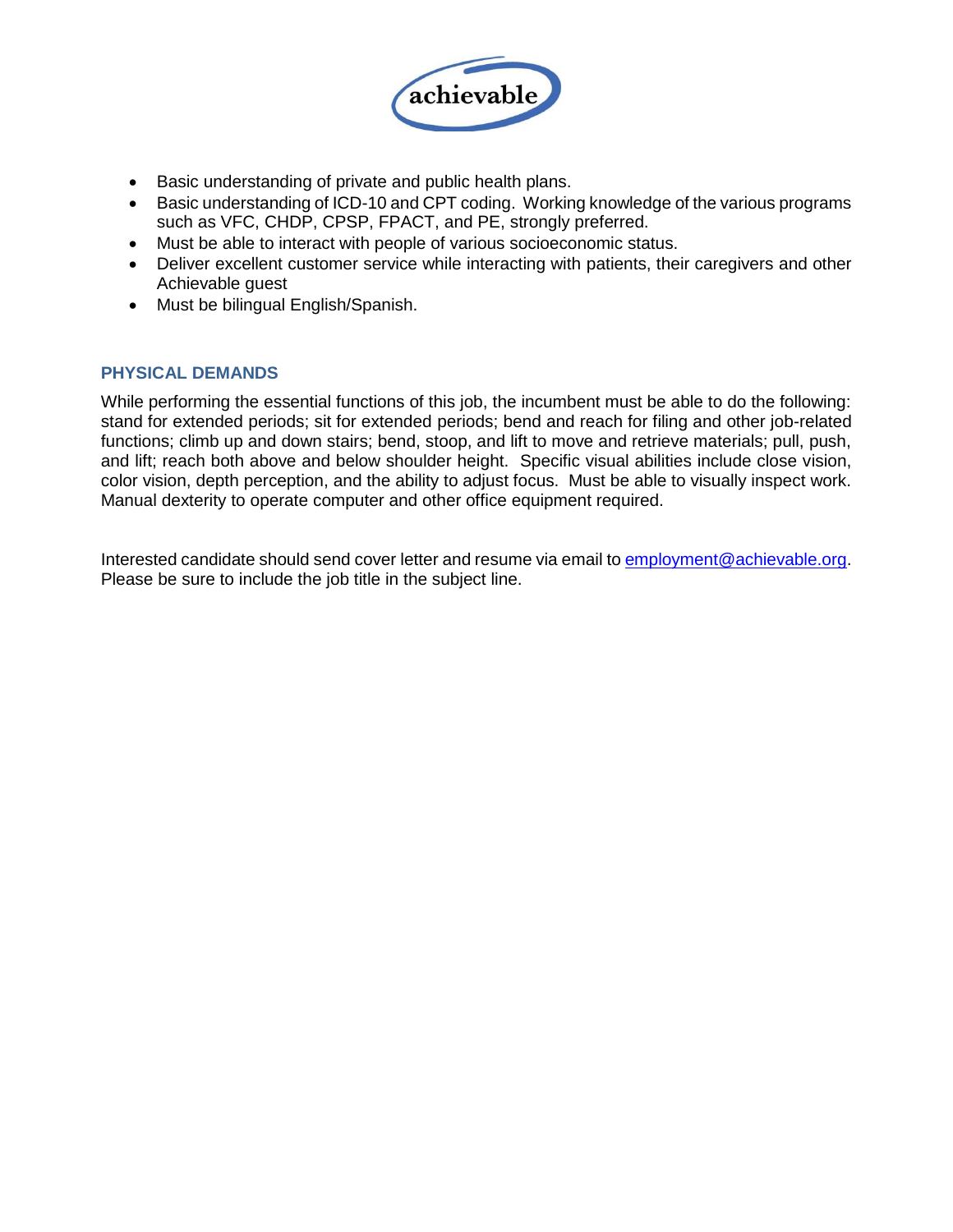- Basic understanding of private and public health plans.
- Basic understanding of ICD-10 and CPT coding. Working knowledge of the various programs such as VFC, CHDP, CPSP, FPACT, and PE, strongly preferred.
- Must be able to interact with people of various socioeconomic status.
- Deliver excellent customer service while interacting with patients, their caregivers and other Achievable guest
- Must be bilingual English/Spanish.

## PHYSICAL DEMANDS

While performing the essential functions of this job, the incumbent must be able to do the following: stand for extended periods; sit for extended periods; bend and reach for filing and other job-related functions; climb up and down stairs; bend, stoop, and lift to move and retrieve materials; pull, push, and lift; reach both above and below shoulder height. Specific visual abilities include close vision, color vision, depth perception, and the ability to adjust focus. Must be able to visually inspect work. Manual dexterity to operate computer and other office equipment required.

Interested candidate should send cover letter and resume via email to employment@achievable.org. Please be sure to include the job title in the subject line.